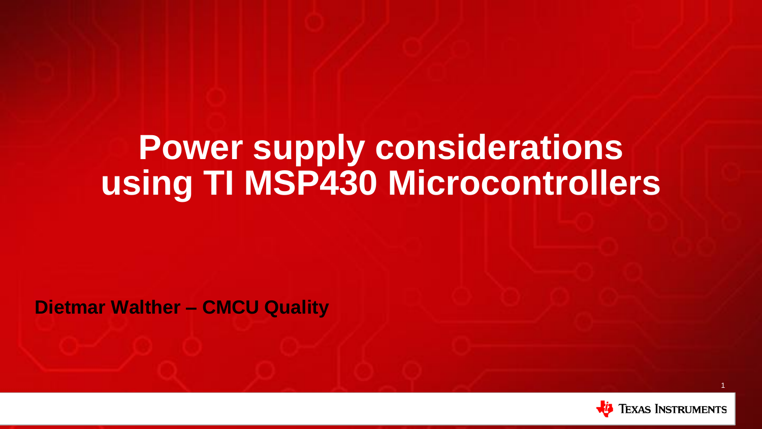# Power supply considerations using TI MSP430 Microcontrollers

**Dietmar Walther – CMCU Quality**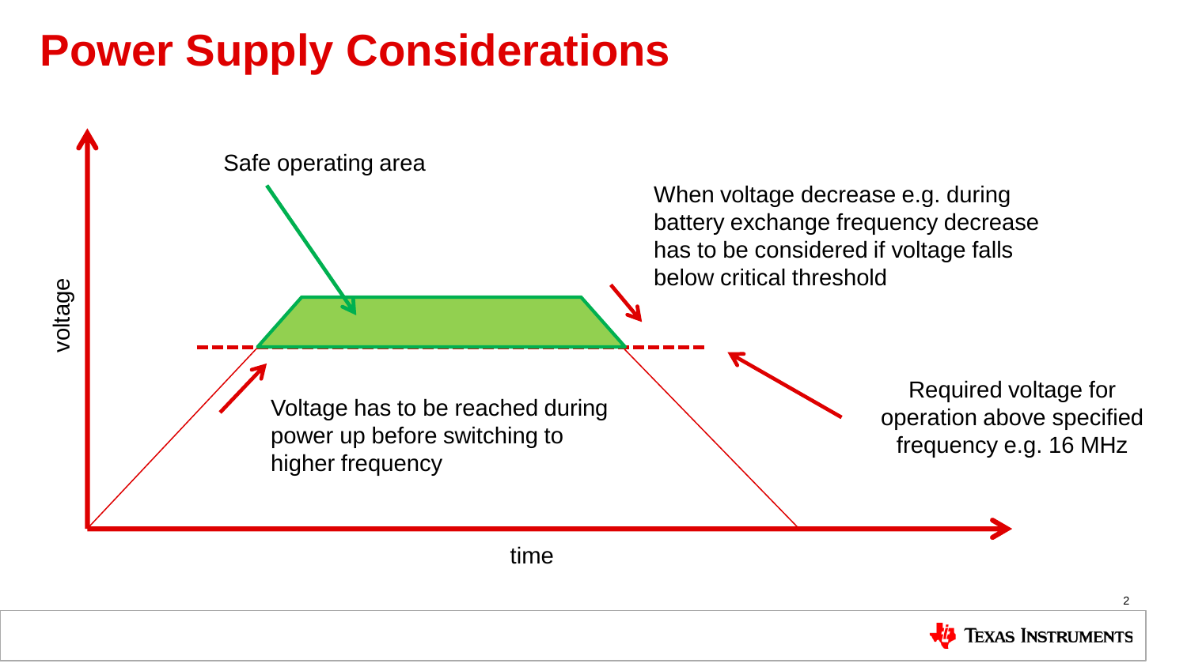# Power Supply Considerations

Safe operating area

When voltage decrease e.g. during battery exchange frequency decrease has to be considered if voltage falls below critical threshold

Voltage has to be reached during power up before switching to higher frequency

Required voltage for operation above specified frequency e.g. 16 MHz

voltage

time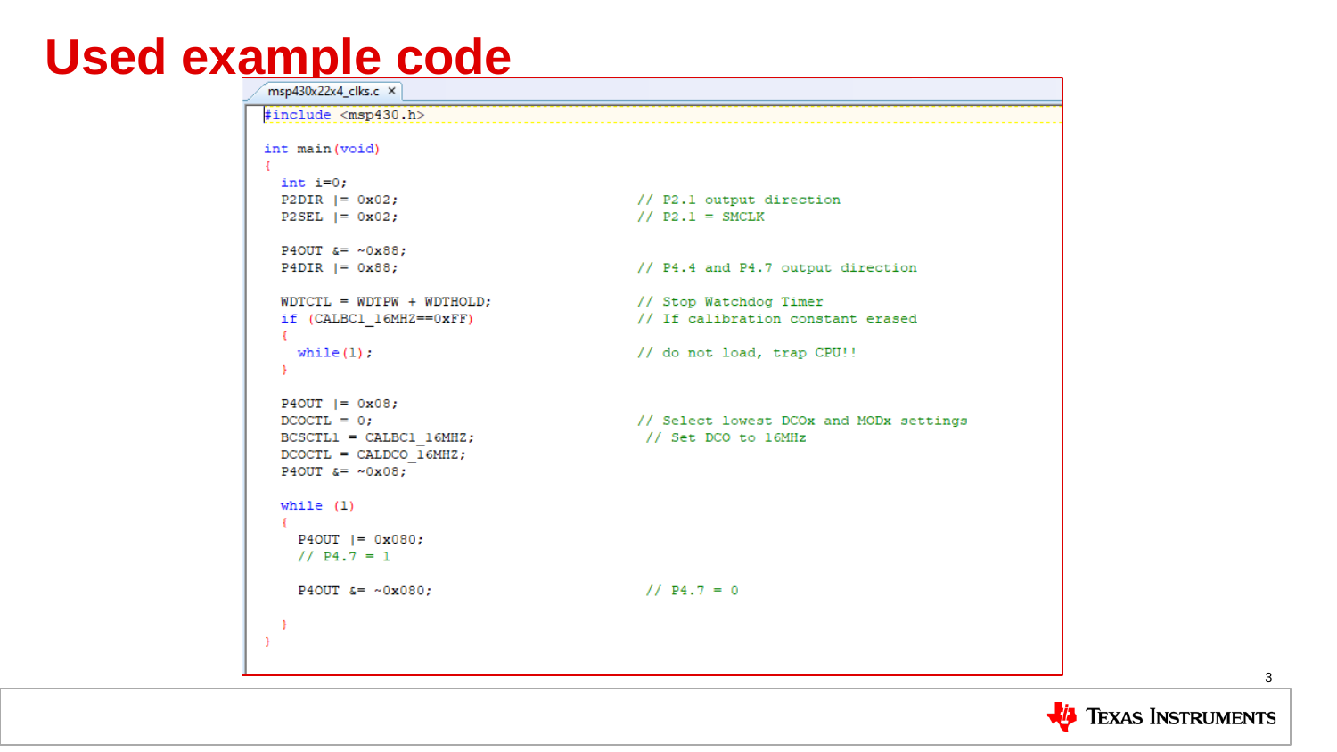# Used example code

msp430x22x4_clks.c

```c
#include <msp430.h>

int main(void)
{
  int i=0;
  P2DIR |= 0x02;                            // P2.1 output direction
  P2SEL |= 0x02;                            // P2.1 = SMCLK

  P4OUT &= ~0x88;
  P4DIR |= 0x88;                            // P4.4 and P4.7 output direction

  WDTCTL = WDTPW + WDTHOLD;                 // Stop Watchdog Timer
  if (CALBC1_16MHZ==0xFF)                   // If calibration constant erased
  {
    while(1);                               // do not load, trap CPU!!
  }

  P4OUT |= 0x08;
  DCOCTL = 0;                               // Select lowest DCOx and MODx settings
  BCSCTL1 = CALBC1_16MHZ;                    // Set DCO to 16MHz
  DCOCTL = CALDCO_16MHZ;
  P4OUT &= ~0x08;

  while (1)
  {
    P4OUT |= 0x080;
    // P4.7 = 1

    P4OUT &= ~0x080;                         // P4.7 = 0

  }
}
```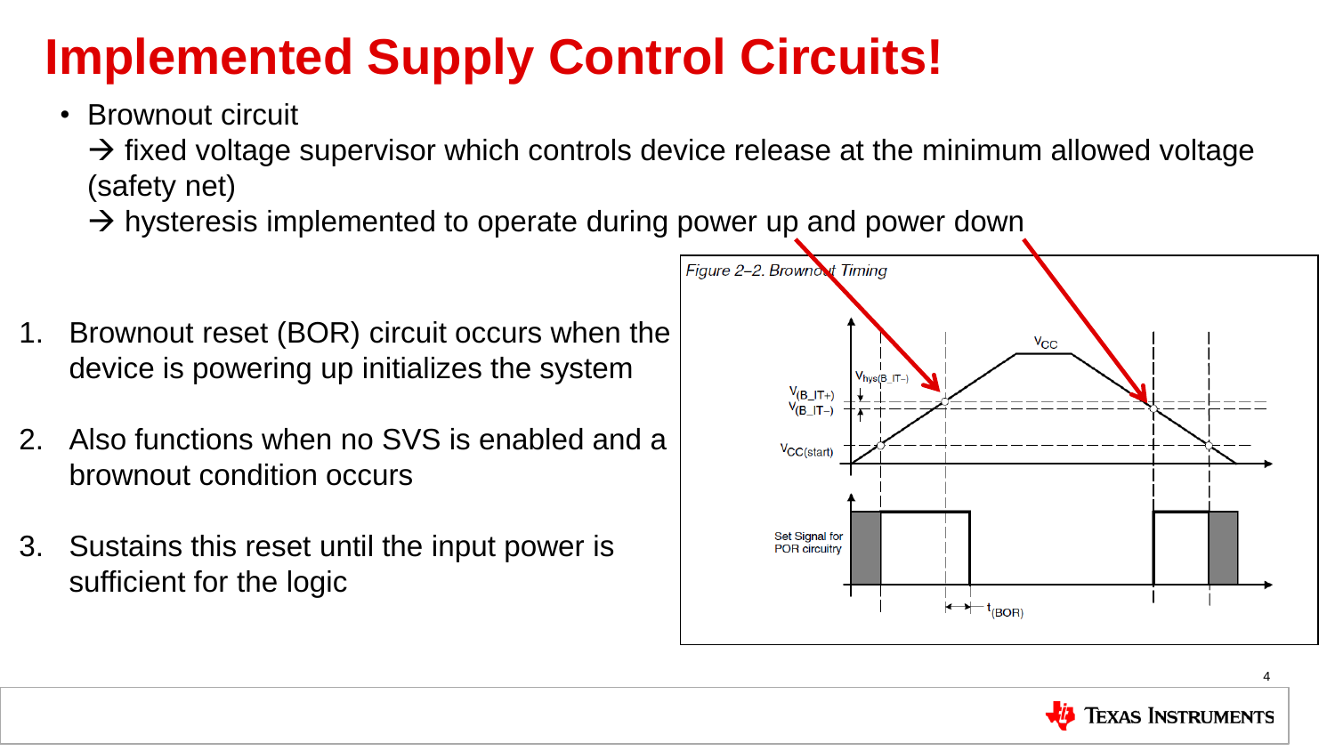# Implemented Supply Control Circuits!

- Brownout circuit
  → fixed voltage supervisor which controls device release at the minimum allowed voltage (safety net)
  → hysteresis implemented to operate during power up and power down

1. Brownout reset (BOR) circuit occurs when the device is powering up initializes the system
2. Also functions when no SVS is enabled and a brownout condition occurs
3. Sustains this reset until the input power is sufficient for the logic

*Figure 2–2. Brownout Timing*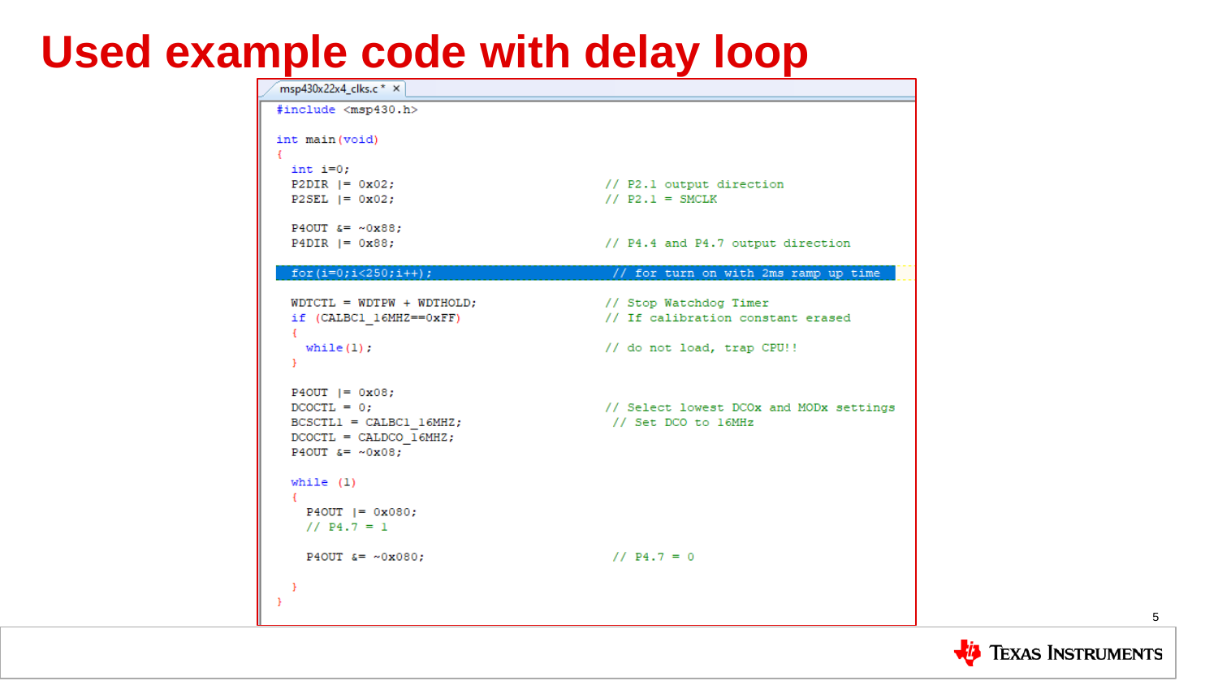# Used example code with delay loop

msp430x22x4_clks.c *

```c
#include <msp430.h>

int main(void)
{
  int i=0;
  P2DIR |= 0x02;                            // P2.1 output direction
  P2SEL |= 0x02;                            // P2.1 = SMCLK

  P4OUT &= ~0x88;
  P4DIR |= 0x88;                            // P4.4 and P4.7 output direction

  for(i=0;i<250;i++);                        // for turn on with 2ms ramp up time

  WDTCTL = WDTPW + WDTHOLD;                 // Stop Watchdog Timer
  if (CALBC1_16MHZ==0xFF)                   // If calibration constant erased
  {
    while(1);                               // do not load, trap CPU!!
  }

  P4OUT |= 0x08;
  DCOCTL = 0;                               // Select lowest DCOx and MODx settings
  BCSCTL1 = CALBC1_16MHZ;                    // Set DCO to 16MHz
  DCOCTL = CALDCO_16MHZ;
  P4OUT &= ~0x08;

  while (1)
  {
    P4OUT |= 0x080;
    // P4.7 = 1

    P4OUT &= ~0x080;                         // P4.7 = 0

  }
}
```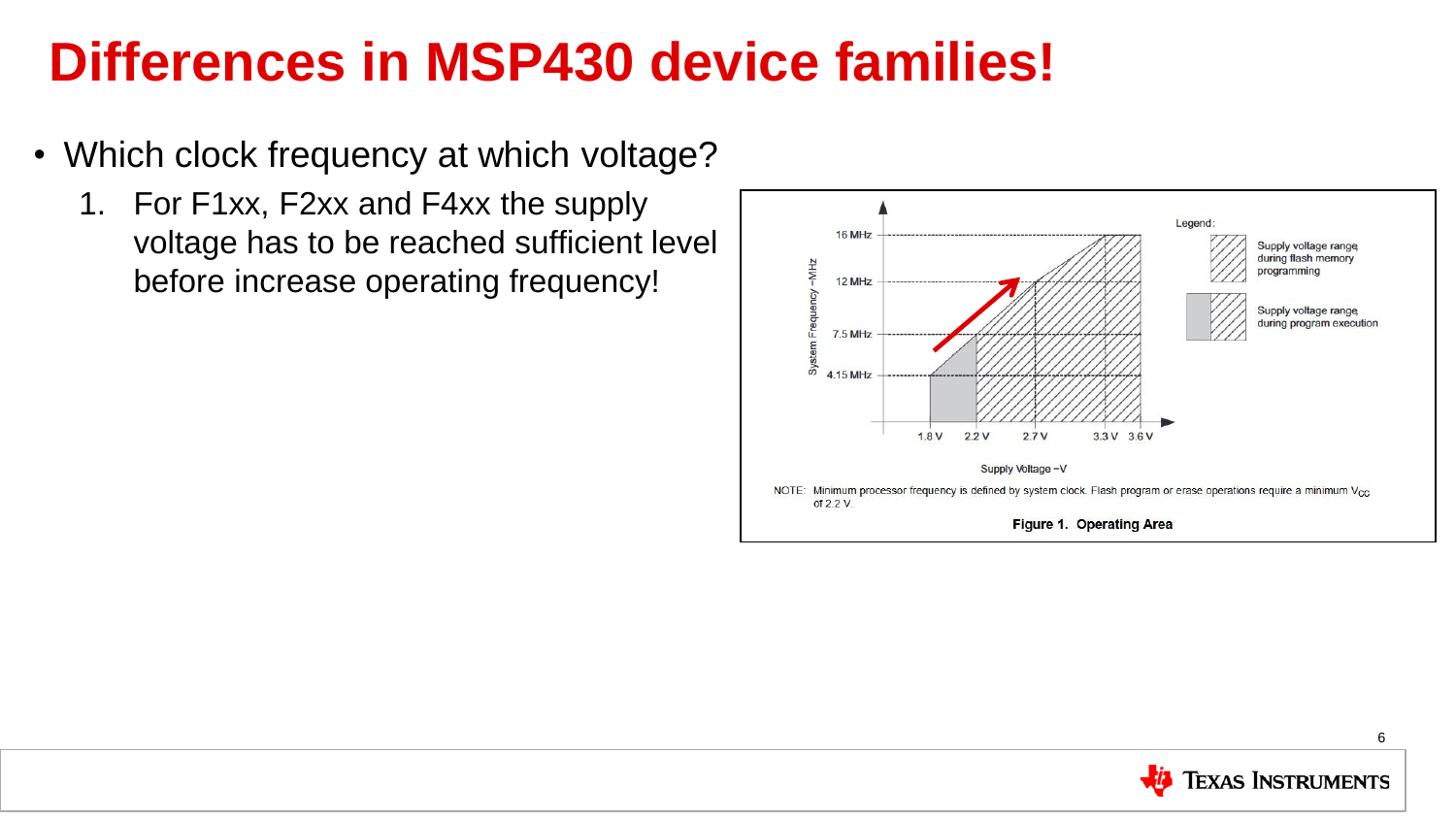# Differences in MSP430 device families!

- Which clock frequency at which voltage?
  1. For F1xx, F2xx and F4xx the supply voltage has to be reached sufficient level before increase operating frequency!

Legend:

- Supply voltage range during flash memory programming
- Supply voltage range during program execution

System Frequency –MHz: 16 MHz, 12 MHz, 7.5 MHz, 4.15 MHz

Supply Voltage –V: 1.8 V, 2.2 V, 2.7 V, 3.3 V, 3.6 V

NOTE: Minimum processor frequency is defined by system clock. Flash program or erase operations require a minimum $V_{CC}$ of 2.2 V.

**Figure 1. Operating Area**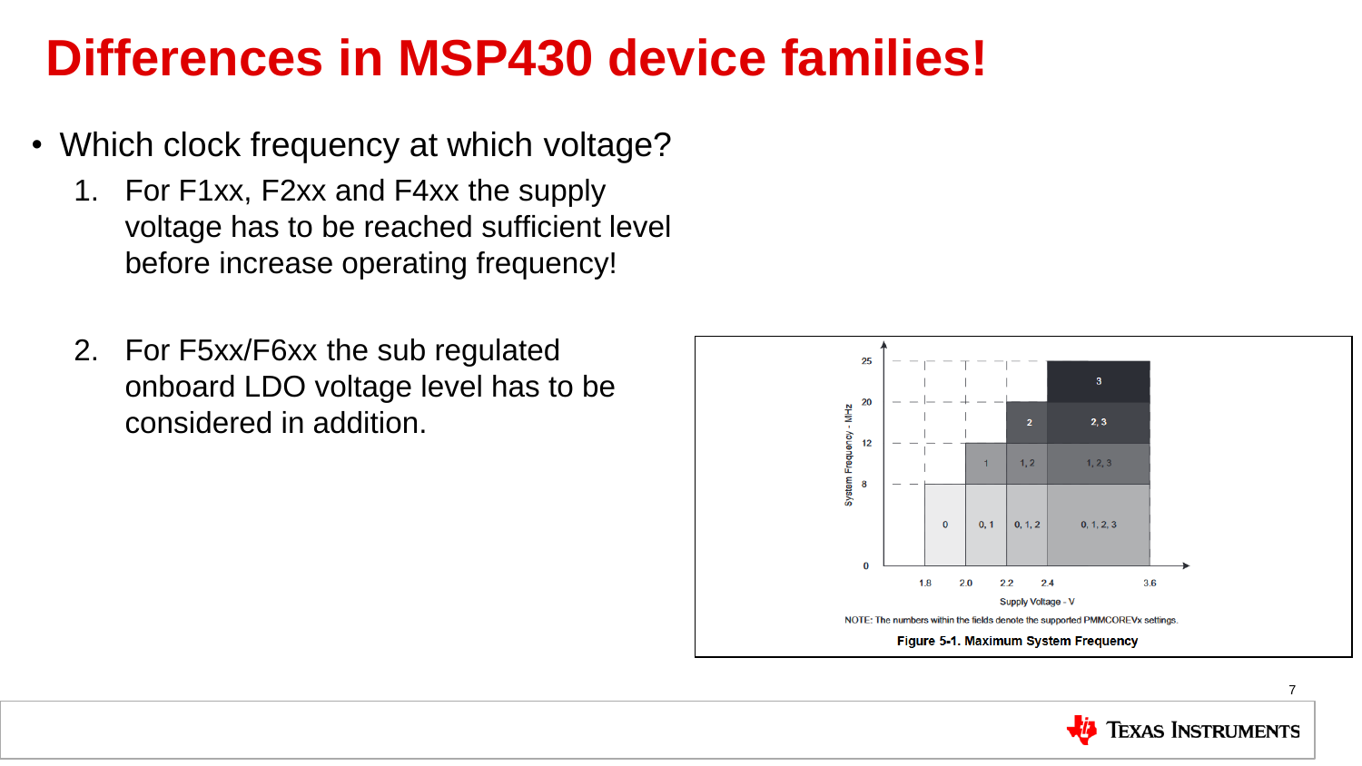# Differences in MSP430 device families!

- Which clock frequency at which voltage?
  1. For F1xx, F2xx and F4xx the supply voltage has to be reached sufficient level before increase operating frequency!

  2. For F5xx/F6xx the sub regulated onboard LDO voltage level has to be considered in addition.

NOTE: The numbers within the fields denote the supported PMMCOREVx settings.

**Figure 5-1. Maximum System Frequency**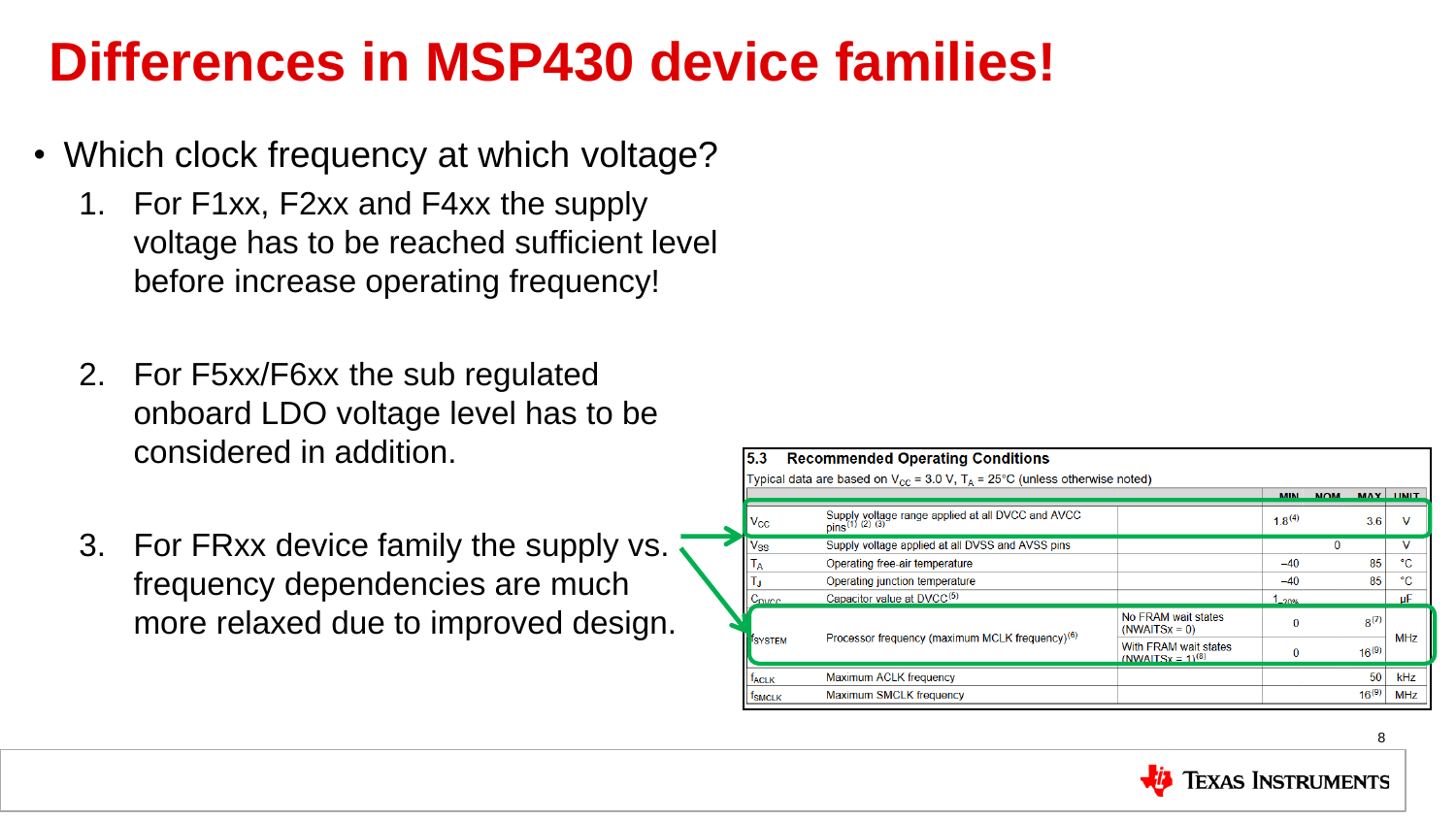# Differences in MSP430 device families!

- Which clock frequency at which voltage?
  1. For F1xx, F2xx and F4xx the supply voltage has to be reached sufficient level before increase operating frequency!
  2. For F5xx/F6xx the sub regulated onboard LDO voltage level has to be considered in addition.
  3. For FRxx device family the supply vs. frequency dependencies are much more relaxed due to improved design.

**5.3 Recommended Operating Conditions**

Typical data are based on $V_{CC}$ = 3.0 V, $T_A$ = 25°C (unless otherwise noted)

| | | | MIN | NOM | MAX | UNIT |
|---|---|---|---|---|---|---|
| $V_{CC}$ | Supply voltage range applied at all DVCC and AVCC pins[1] [2] [3] | | 1.8[4] | | 3.6 | V |
| $V_{SS}$ | Supply voltage applied at all DVSS and AVSS pins | | | 0 | | V |
| $T_A$ | Operating free-air temperature | | –40 | | 85 | °C |
| $T_J$ | Operating junction temperature | | –40 | | 85 | °C |
| $C_{DVCC}$ | Capacitor value at DVCC[5] | | 1 –20% | | | µF |
| $f_{SYSTEM}$ | Processor frequency (maximum MCLK frequency)[6] | No FRAM wait states (NWAITSx = 0) | 0 | | 8[7] | MHz |
| | | With FRAM wait states (NWAITSx = 1)[8] | 0 | | 16[9] | MHz |
| $f_{ACLK}$ | Maximum ACLK frequency | | | | 50 | kHz |
| $f_{SMCLK}$ | Maximum SMCLK frequency | | | | 16[9] | MHz |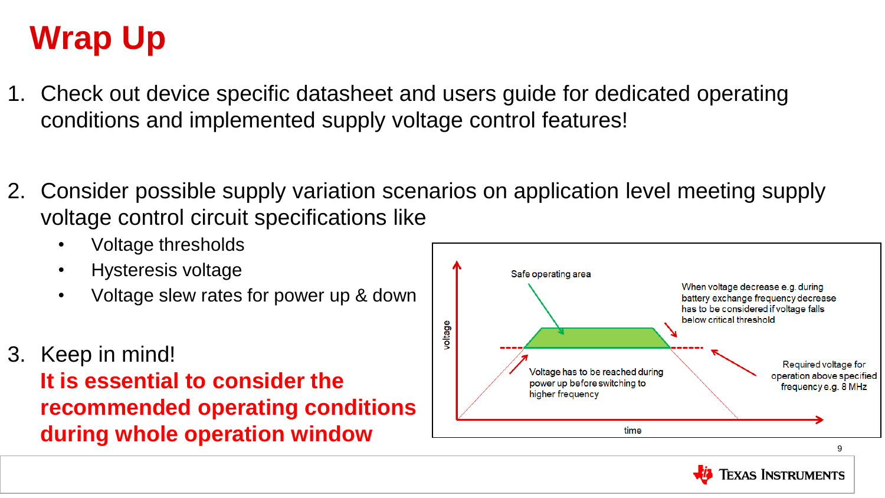# Wrap Up

1. Check out device specific datasheet and users guide for dedicated operating conditions and implemented supply voltage control features!

2. Consider possible supply variation scenarios on application level meeting supply voltage control circuit specifications like
   - Voltage thresholds
   - Hysteresis voltage
   - Voltage slew rates for power up & down

3. Keep in mind!
   **It is essential to consider the recommended operating conditions during whole operation window**

Safe operating area

When voltage decrease e.g. during battery exchange frequency decrease has to be considered if voltage falls below critical threshold

Voltage has to be reached during power up before switching to higher frequency

Required voltage for operation above specified frequency e.g. 8 MHz

voltage

time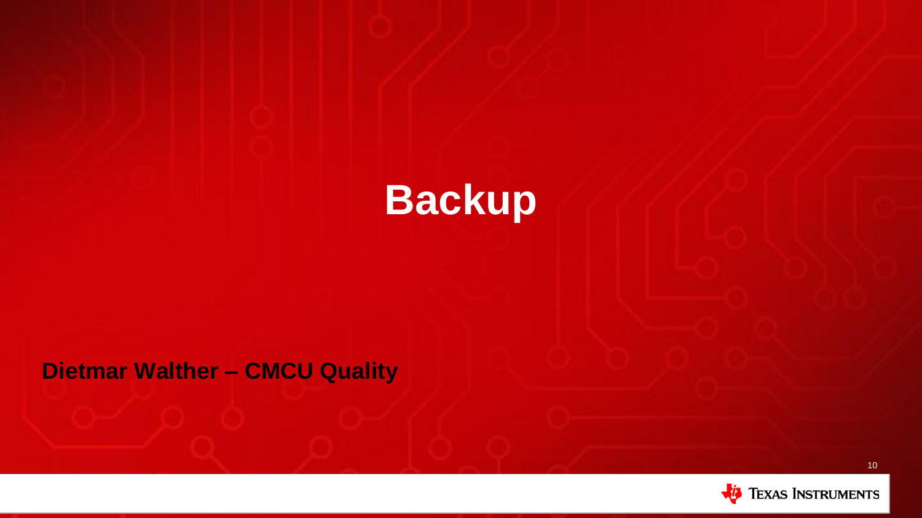# Backup

**Dietmar Walther – CMCU Quality**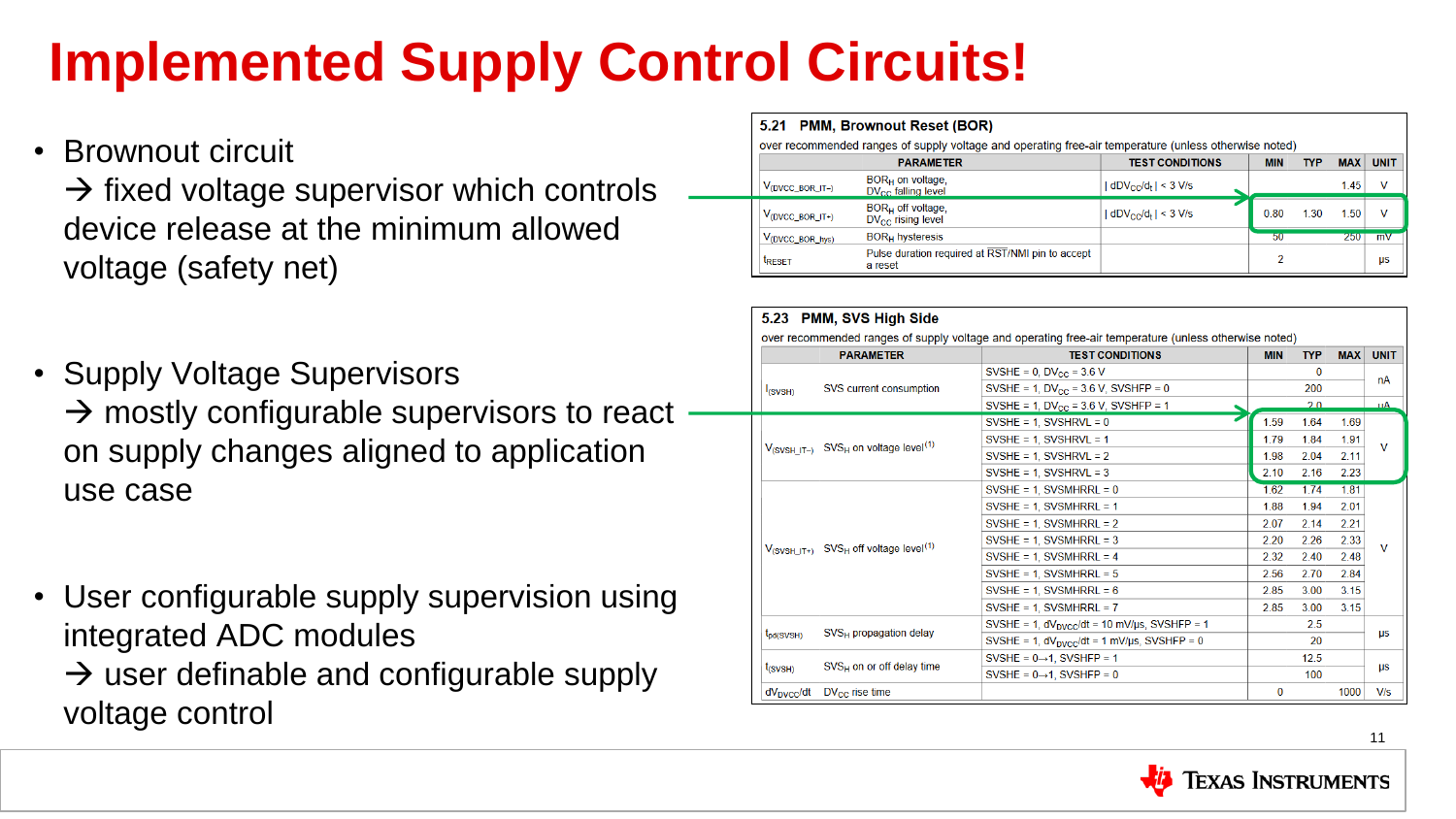# Implemented Supply Control Circuits!

- Brownout circuit
  → fixed voltage supervisor which controls device release at the minimum allowed voltage (safety net)
- Supply Voltage Supervisors
  → mostly configurable supervisors to react on supply changes aligned to application use case
- User configurable supply supervision using integrated ADC modules
  → user definable and configurable supply voltage control

**5.21 PMM, Brownout Reset (BOR)**

over recommended ranges of supply voltage and operating free-air temperature (unless otherwise noted)

| PARAMETER | | TEST CONDITIONS | MIN | TYP | MAX | UNIT |
|---|---|---|---|---|---|---|
| $V_{(DVCC\_BOR\_IT-)}$ | $BOR_H$ on voltage, $DV_{CC}$ falling level | $\lvert dDV_{CC}/d_t \rvert$ < 3 V/s | | | 1.45 | V |
| $V_{(DVCC\_BOR\_IT+)}$ | $BOR_H$ off voltage, $DV_{CC}$ rising level | $\lvert dDV_{CC}/d_t \rvert$ < 3 V/s | 0.80 | 1.30 | 1.50 | V |
| $V_{(DVCC\_BOR\_hys)}$ | $BOR_H$ hysteresis | | 50 | | 250 | mV |
| $t_{RESET}$ | Pulse duration required at RST/NMI pin to accept a reset | | 2 | | | µs |

**5.23 PMM, SVS High Side**

over recommended ranges of supply voltage and operating free-air temperature (unless otherwise noted)

| PARAMETER | | TEST CONDITIONS | MIN | TYP | MAX | UNIT |
|---|---|---|---|---|---|---|
| $I_{(SVSH)}$ | SVS current consumption | SVSHE = 0, $DV_{CC}$ = 3.6 V | | 0 | | nA |
| | | SVSHE = 1, $DV_{CC}$ = 3.6 V, SVSHFP = 0 | | 200 | | nA |
| | | SVSHE = 1, $DV_{CC}$ = 3.6 V, SVSHFP = 1 | | 2.0 | | µA |
| $V_{(SVSH\_IT-)}$ | $SVS_H$ on voltage level[1] | SVSHE = 1, SVSHRVL = 0 | 1.59 | 1.64 | 1.69 | V |
| | | SVSHE = 1, SVSHRVL = 1 | 1.79 | 1.84 | 1.91 | V |
| | | SVSHE = 1, SVSHRVL = 2 | 1.98 | 2.04 | 2.11 | V |
| | | SVSHE = 1, SVSHRVL = 3 | 2.10 | 2.16 | 2.23 | V |
| $V_{(SVSH\_IT+)}$ | $SVS_H$ off voltage level[1] | SVSHE = 1, SVSMHRRL = 0 | 1.62 | 1.74 | 1.81 | V |
| | | SVSHE = 1, SVSMHRRL = 1 | 1.88 | 1.94 | 2.01 | V |
| | | SVSHE = 1, SVSMHRRL = 2 | 2.07 | 2.14 | 2.21 | V |
| | | SVSHE = 1, SVSMHRRL = 3 | 2.20 | 2.26 | 2.33 | V |
| | | SVSHE = 1, SVSMHRRL = 4 | 2.32 | 2.40 | 2.48 | V |
| | | SVSHE = 1, SVSMHRRL = 5 | 2.56 | 2.70 | 2.84 | V |
| | | SVSHE = 1, SVSMHRRL = 6 | 2.85 | 3.00 | 3.15 | V |
| | | SVSHE = 1, SVSMHRRL = 7 | 2.85 | 3.00 | 3.15 | V |
| $t_{pd(SVSH)}$ | $SVS_H$ propagation delay | SVSHE = 1, $dV_{DVCC}/dt$ = 10 mV/µs, SVSHFP = 1 | | 2.5 | | µs |
| | | SVSHE = 1, $dV_{DVCC}/dt$ = 1 mV/µs, SVSHFP = 0 | | 20 | | µs |
| $t_{(SVSH)}$ | $SVS_H$ on or off delay time | SVSHE = 0→1, SVSHFP = 1 | | 12.5 | | µs |
| | | SVSHE = 0→1, SVSHFP = 0 | | 100 | | µs |
| $dV_{DVCC}/dt$ | $DV_{CC}$ rise time | | 0 | | 1000 | V/s |